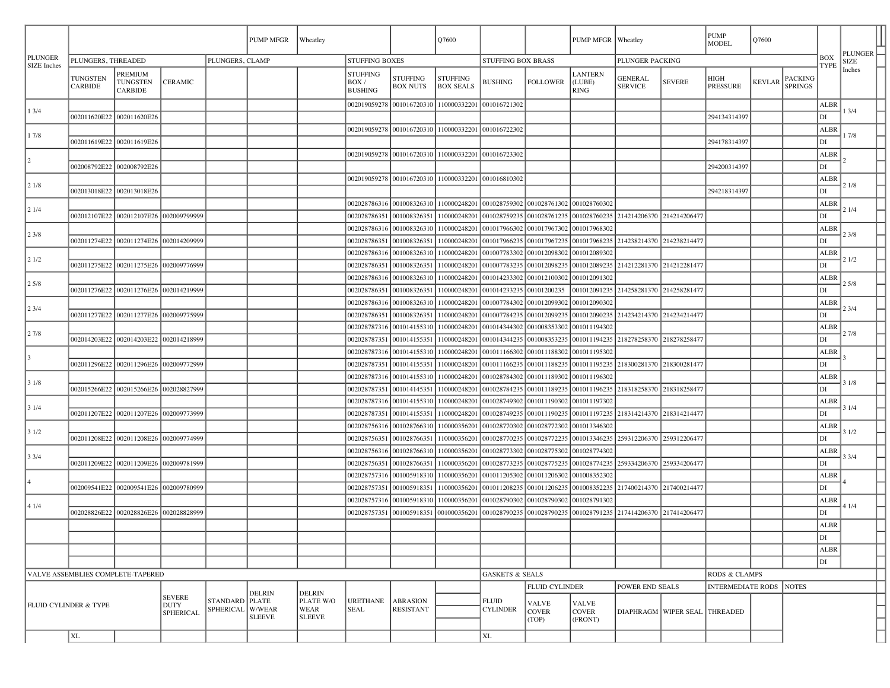| PLUNGER SIZE Inches | PLUNGERS, THREADED | | | PLUNGERS, CLAMP | PUMP MFGR | Wheatley | STUFFING BOXES | | Q7600 | STUFFING BOX BRASS | | PUMP MFGR | Wheatley | PLUNGER PACKING | PUMP MODEL | Q7600 | | BOX TYPE | PLUNGER SIZE Inches |
|---|---|---|---|---|---|---|---|---|---|---|---|---|---|---|---|---|---|---|---|
| | TUNGSTEN CARBIDE | PREMIUM TUNGSTEN CARBIDE | CERAMIC | | | | STUFFING BOX / BUSHING | STUFFING BOX NUTS | STUFFING BOX SEALS | BUSHING | FOLLOWER | LANTERN (LUBE) RING | GENERAL SERVICE | SEVERE | HIGH PRESSURE | KEVLAR | PACKING SPRINGS | | |
| 1 3/4 | | | | | | | 002019059278 | 001016720310 | 110000332201 | 001016721302 | | | | | | | | ALBR | 1 3/4 |
| | 002011620E22 | 002011620E26 | | | | | | | | | | | | | 294134314397 | | | DI | |
| 1 7/8 | | | | | | | 002019059278 | 001016720310 | 110000332201 | 001016722302 | | | | | | | | ALBR | 1 7/8 |
| | 002011619E22 | 002011619E26 | | | | | | | | | | | | | 294178314397 | | | DI | |
| 2 | | | | | | | 002019059278 | 001016720310 | 110000332201 | 001016723302 | | | | | | | | ALBR | 2 |
| | 002008792E22 | 002008792E26 | | | | | | | | | | | | | 294200314397 | | | DI | |
| 2 1/8 | | | | | | | 002019059278 | 001016720310 | 110000332201 | 001016810302 | | | | | | | | ALBR | 2 1/8 |
| | 002013018E22 | 002013018E26 | | | | | | | | | | | | | 294218314397 | | | DI | |
| 2 1/4 | | | | | | | 002028786316 | 001008326310 | 110000248201 | 001028759302 | 001028761302 | 001028760302 | | | | | | ALBR | 2 1/4 |
| | 002012107E22 | 002012107E26 | 002009799999 | | | | 002028786351 | 001008326351 | 110000248201 | 001028759235 | 001028761235 | 001028760235 | 214214206370 | 214214206477 | | | | DI | |
| 2 3/8 | | | | | | | 002028786316 | 001008326310 | 110000248201 | 001017966302 | 001017967302 | 001017968302 | | | | | | ALBR | 2 3/8 |
| | 002011274E22 | 002011274E26 | 002014209999 | | | | 002028786351 | 001008326351 | 110000248201 | 001017966235 | 001017967235 | 001017968235 | 214238214370 | 214238214477 | | | | DI | |
| 2 1/2 | | | | | | | 002028786316 | 001008326310 | 110000248201 | 001007783302 | 001012098302 | 001012089302 | | | | | | ALBR | 2 1/2 |
| | 002011275E22 | 002011275E26 | 002009776999 | | | | 002028786351 | 001008326351 | 110000248201 | 001007783235 | 001012098235 | 001012089235 | 214212281370 | 214212281477 | | | | DI | |
| 2 5/8 | | | | | | | 002028786316 | 001008326310 | 110000248201 | 001014233302 | 001012100302 | 001012091302 | | | | | | ALBR | 2 5/8 |
| | 002011276E22 | 002011276E26 | 002014219999 | | | | 002028786351 | 001008326351 | 110000248201 | 001014233235 | 00101200235 | 001012091235 | 214258281370 | 214258281477 | | | | DI | |
| 2 3/4 | | | | | | | 002028786316 | 001008326310 | 110000248201 | 001007784302 | 001012099302 | 001012090302 | | | | | | ALBR | 2 3/4 |
| | 002011277E22 | 002011277E26 | 002009775999 | | | | 002028786351 | 001008326351 | 110000248201 | 001007784235 | 001012099235 | 001012090235 | 214234214370 | 214234214477 | | | | DI | |
| 2 7/8 | | | | | | | 002028787316 | 001014155310 | 110000248201 | 001014344302 | 001008353302 | 001011194302 | | | | | | ALBR | 2 7/8 |
| | 002014203E22 | 002014203E22 | 002014218999 | | | | 002028787351 | 001014155351 | 110000248201 | 001014344235 | 001008353235 | 001011194235 | 218278258370 | 218278258477 | | | | DI | |
| 3 | | | | | | | 002028787316 | 001014155310 | 110000248201 | 001011166302 | 001011188302 | 001011195302 | | | | | | ALBR | 3 |
| | 002011296E22 | 002011296E26 | 002009772999 | | | | 002028787351 | 001014155351 | 110000248201 | 001011166235 | 001011188235 | 001011195235 | 218300281370 | 218300281477 | | | | DI | |
| 3 1/8 | | | | | | | 002028787316 | 001014155310 | 110000248201 | 001028784302 | 001011189302 | 001011196302 | | | | | | ALBR | 3 1/8 |
| | 002015266E22 | 002015266E26 | 002028827999 | | | | 002028787351 | 001014145351 | 110000248201 | 001028784235 | 001011189235 | 001011196235 | 218318258370 | 218318258477 | | | | DI | |
| 3 1/4 | | | | | | | 002028787316 | 001014155310 | 110000248201 | 001028749302 | 001011190302 | 001011197302 | | | | | | ALBR | 3 1/4 |
| | 002011207E22 | 002011207E26 | 002009773999 | | | | 002028787351 | 001014155351 | 110000248201 | 001028749235 | 001011190235 | 001011197235 | 218314214370 | 218314214477 | | | | DI | |
| 3 1/2 | | | | | | | 002028756316 | 001028766310 | 110000356201 | 001028770302 | 001028772302 | 001013346302 | | | | | | ALBR | 3 1/2 |
| | 002011208E22 | 002011208E26 | 002009774999 | | | | 002028756351 | 001028766351 | 110000356201 | 001028770235 | 001028772235 | 001013346235 | 259312206370 | 259312206477 | | | | DI | |
| 3 3/4 | | | | | | | 002028756316 | 001028766310 | 110000356201 | 001028773302 | 001028775302 | 001028774302 | | | | | | ALBR | 3 3/4 |
| | 002011209E22 | 002011209E26 | 002009781999 | | | | 002028756351 | 001028766351 | 110000356201 | 001028773235 | 001028775235 | 001028774235 | 259334206370 | 259334206477 | | | | DI | |
| 4 | | | | | | | 002028757316 | 001005918310 | 110000356201 | 001011205302 | 001011206302 | 001008352302 | | | | | | ALBR | 4 |
| | 002009541E22 | 002009541E26 | 002009780999 | | | | 002028757351 | 001005918351 | 110000356201 | 001011208235 | 001011206235 | 001008352235 | 217400214370 | 217400214477 | | | | DI | |
| 4 1/4 | | | | | | | 002028757316 | 001005918310 | 110000356201 | 001028790302 | 001028790302 | 001028791302 | | | | | | ALBR | 4 1/4 |
| | 002028826E22 | 002028826E26 | 002028828999 | | | | 002028757351 | 001005918351 | 001000356201 | 001028790235 | 001028790235 | 001028791235 | 217414206370 | 217414206477 | | | | DI | |
| | | | | | | | | | | | | | | | | | | ALBR | |
| | | | | | | | | | | | | | | | | | | DI | |
| | | | | | | | | | | | | | | | | | | ALBR | |
| | | | | | | | | | | | | | | | | | | DI | |

| VALVE ASSEMBLIES COMPLETE-TAPERED | | | | | | | | | GASKETS & SEALS | | | | | RODS & CLAMPS | NOTES |
|---|---|---|---|---|---|---|---|---|---|---|---|---|---|---|---|
| FLUID CYLINDER & TYPE | | | SEVERE DUTY SPHERICAL | STANDARD SPHERICAL | DELRIN PLATE W/WEAR SLEEVE | DELRIN PLATE W/O WEAR SLEEVE | URETHANE SEAL | ABRASION RESISTANT | FLUID CYLINDER | FLUID CYLINDER | | POWER END SEALS | | INTERMEDIATE RODS | |
| | | | | | | | | | | VALVE COVER (TOP) | VALVE COVER (FRONT) | DIAPHRAGM | WIPER SEAL | THREADED | |
| | XL | | | | | | | | XL | | | | | | |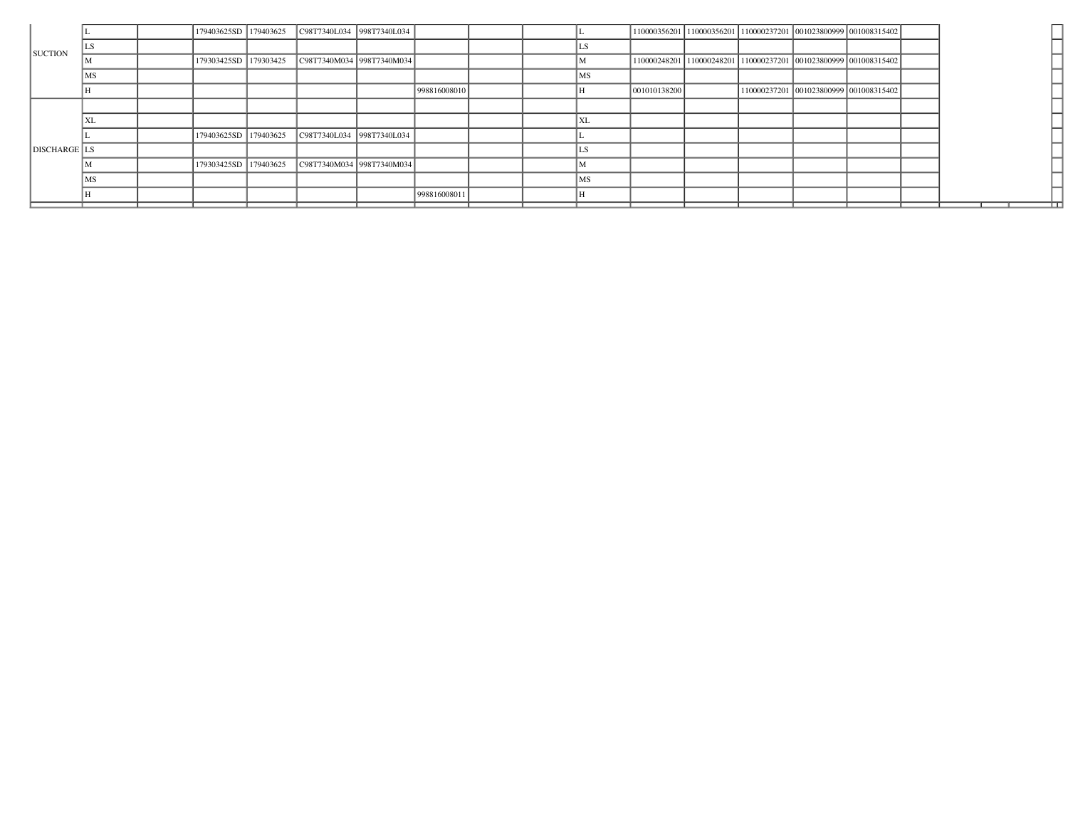| | | | | | | | | | | | | | | | | | |
|---|---|---|---|---|---|---|---|---|---|---|---|---|---|---|---|---|---|
| | L | | 179403625SD | 179403625 | C98T7340L034 | 998T7340L034 | | | | L | 110000356201 | 110000356201 | 110000237201 | 001023800999 | 001008315402 | | |
| SUCTION | LS | | | | | | | | | LS | | | | | | | |
| | M | | 179303425SD | 179303425 | C98T7340M034 | 998T7340M034 | | | | M | 110000248201 | 110000248201 | 110000237201 | 001023800999 | 001008315402 | | |
| | MS | | | | | | | | | MS | | | | | | | |
| | H | | | | | | 998816008010 | | | H | 001010138200 | | 110000237201 | 001023800999 | 001008315402 | | |
| | | | | | | | | | | | | | | | | | |
| | XL | | | | | | | | | XL | | | | | | | |
| | L | | 179403625SD | 179403625 | C98T7340L034 | 998T7340L034 | | | | L | | | | | | | |
| DISCHARGE | LS | | | | | | | | | LS | | | | | | | |
| | M | | 179303425SD | 179403625 | C98T7340M034 | 998T7340M034 | | | | M | | | | | | | |
| | MS | | | | | | | | | MS | | | | | | | |
| | H | | | | | | 998816008011 | | | H | | | | | | | |